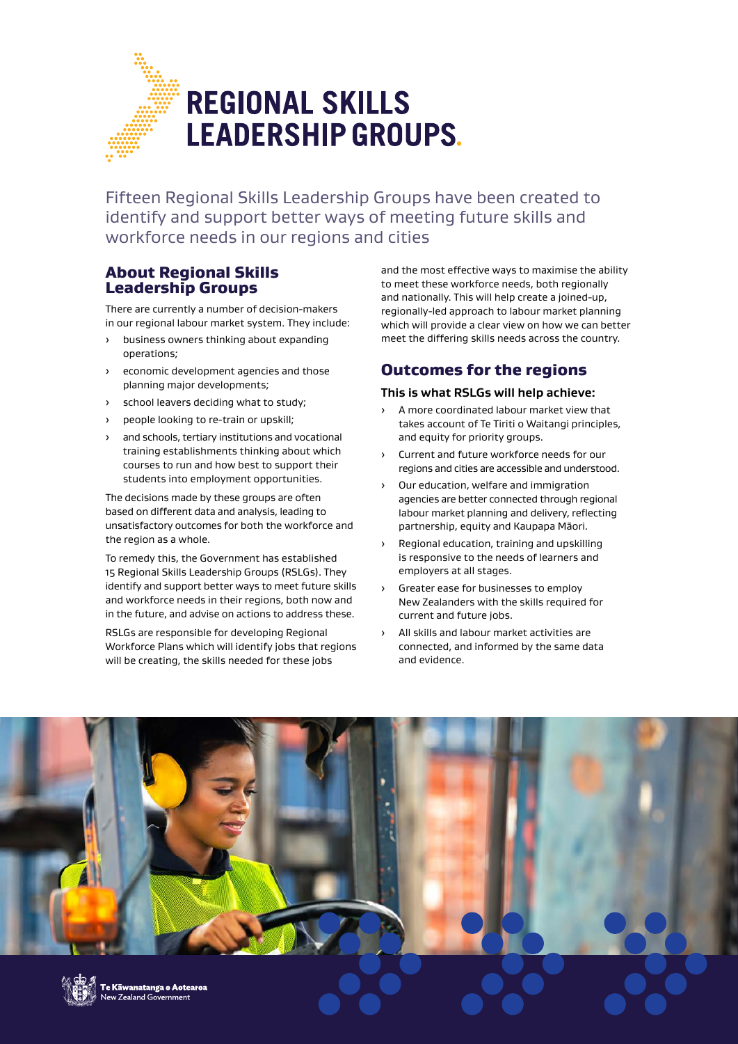# REGIONAL SKILLS LEADERSHIP GROUPS.

Fifteen Regional Skills Leadership Groups have been created to identify and support better ways of meeting future skills and workforce needs in our regions and cities

## About Regional Skills Leadership Groups

There are currently a number of decision-makers in our regional labour market system. They include:

- business owners thinking about expanding operations;
- economic development agencies and those planning major developments;
- school leavers deciding what to study;
- people looking to re-train or upskill;
- and schools, tertiary institutions and vocational training establishments thinking about which courses to run and how best to support their students into employment opportunities.

The decisions made by these groups are often based on different data and analysis, leading to unsatisfactory outcomes for both the workforce and the region as a whole.

To remedy this, the Government has established 15 Regional Skills Leadership Groups (RSLGs). They identify and support better ways to meet future skills and workforce needs in their regions, both now and in the future, and advise on actions to address these.

RSLGs are responsible for developing Regional Workforce Plans which will identify jobs that regions will be creating, the skills needed for these jobs and the most effective ways to maximise the ability to meet these workforce needs, both regionally and nationally. This will help create a joined-up, regionally-led approach to labour market planning which will provide a clear view on how we can better meet the differing skills needs across the country.

## Outcomes for the regions

### This is what RSLGs will help achieve:

- A more coordinated labour market view that takes account of Te Tiriti o Waitangi principles, and equity for priority groups.
- Current and future workforce needs for our regions and cities are accessible and understood.
- Our education, welfare and immigration agencies are better connected through regional labour market planning and delivery, reflecting partnership, equity and Kaupapa Māori.
- Regional education, training and upskilling is responsive to the needs of learners and employers at all stages.
- Greater ease for businesses to employ New Zealanders with the skills required for current and future jobs.
- All skills and labour market activities are connected, and informed by the same data and evidence.

Te Kāwanatanga o Aotearoa
New Zealand Government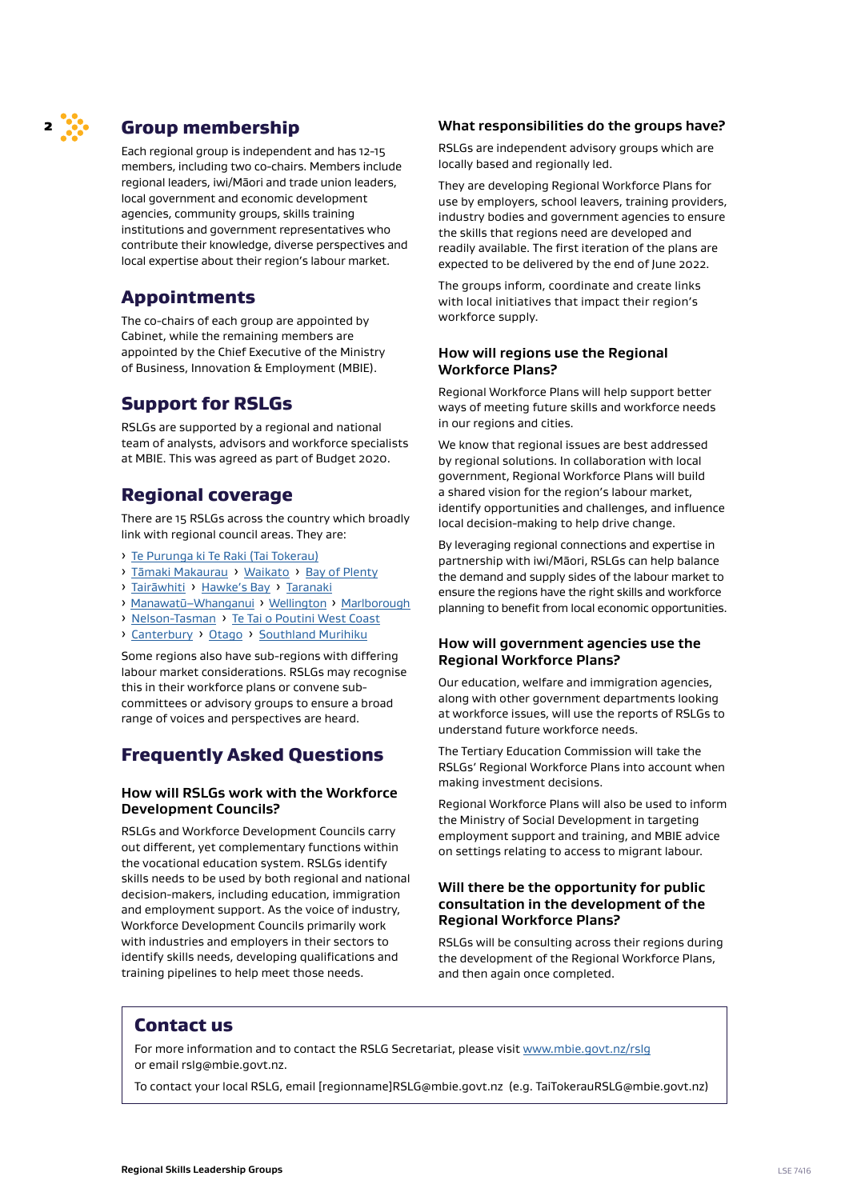## Group membership

Each regional group is independent and has 12-15 members, including two co-chairs. Members include regional leaders, iwi/Māori and trade union leaders, local government and economic development agencies, community groups, skills training institutions and government representatives who contribute their knowledge, diverse perspectives and local expertise about their region's labour market.

## Appointments

The co-chairs of each group are appointed by Cabinet, while the remaining members are appointed by the Chief Executive of the Ministry of Business, Innovation & Employment (MBIE).

## Support for RSLGs

RSLGs are supported by a regional and national team of analysts, advisors and workforce specialists at MBIE. This was agreed as part of Budget 2020.

## Regional coverage

There are 15 RSLGs across the country which broadly link with regional council areas. They are:

- Te Purunga ki Te Raki (Tai Tokerau)
- Tāmaki Makaurau › Waikato › Bay of Plenty
- Tairāwhiti › Hawke's Bay › Taranaki
- Manawatū–Whanganui › Wellington › Marlborough
- Nelson-Tasman › Te Tai o Poutini West Coast
- Canterbury › Otago › Southland Murihiku

Some regions also have sub-regions with differing labour market considerations. RSLGs may recognise this in their workforce plans or convene sub-committees or advisory groups to ensure a broad range of voices and perspectives are heard.

## Frequently Asked Questions

### How will RSLGs work with the Workforce Development Councils?

RSLGs and Workforce Development Councils carry out different, yet complementary functions within the vocational education system. RSLGs identify skills needs to be used by both regional and national decision-makers, including education, immigration and employment support. As the voice of industry, Workforce Development Councils primarily work with industries and employers in their sectors to identify skills needs, developing qualifications and training pipelines to help meet those needs.

### What responsibilities do the groups have?

RSLGs are independent advisory groups which are locally based and regionally led.

They are developing Regional Workforce Plans for use by employers, school leavers, training providers, industry bodies and government agencies to ensure the skills that regions need are developed and readily available. The first iteration of the plans are expected to be delivered by the end of June 2022.

The groups inform, coordinate and create links with local initiatives that impact their region's workforce supply.

### How will regions use the Regional Workforce Plans?

Regional Workforce Plans will help support better ways of meeting future skills and workforce needs in our regions and cities.

We know that regional issues are best addressed by regional solutions. In collaboration with local government, Regional Workforce Plans will build a shared vision for the region's labour market, identify opportunities and challenges, and influence local decision-making to help drive change.

By leveraging regional connections and expertise in partnership with iwi/Māori, RSLGs can help balance the demand and supply sides of the labour market to ensure the regions have the right skills and workforce planning to benefit from local economic opportunities.

### How will government agencies use the Regional Workforce Plans?

Our education, welfare and immigration agencies, along with other government departments looking at workforce issues, will use the reports of RSLGs to understand future workforce needs.

The Tertiary Education Commission will take the RSLGs' Regional Workforce Plans into account when making investment decisions.

Regional Workforce Plans will also be used to inform the Ministry of Social Development in targeting employment support and training, and MBIE advice on settings relating to access to migrant labour.

### Will there be the opportunity for public consultation in the development of the Regional Workforce Plans?

RSLGs will be consulting across their regions during the development of the Regional Workforce Plans, and then again once completed.

## Contact us

For more information and to contact the RSLG Secretariat, please visit www.mbie.govt.nz/rslg or email rslg@mbie.govt.nz.

To contact your local RSLG, email [regionname]RSLG@mbie.govt.nz (e.g. TaiTokerauRSLG@mbie.govt.nz)